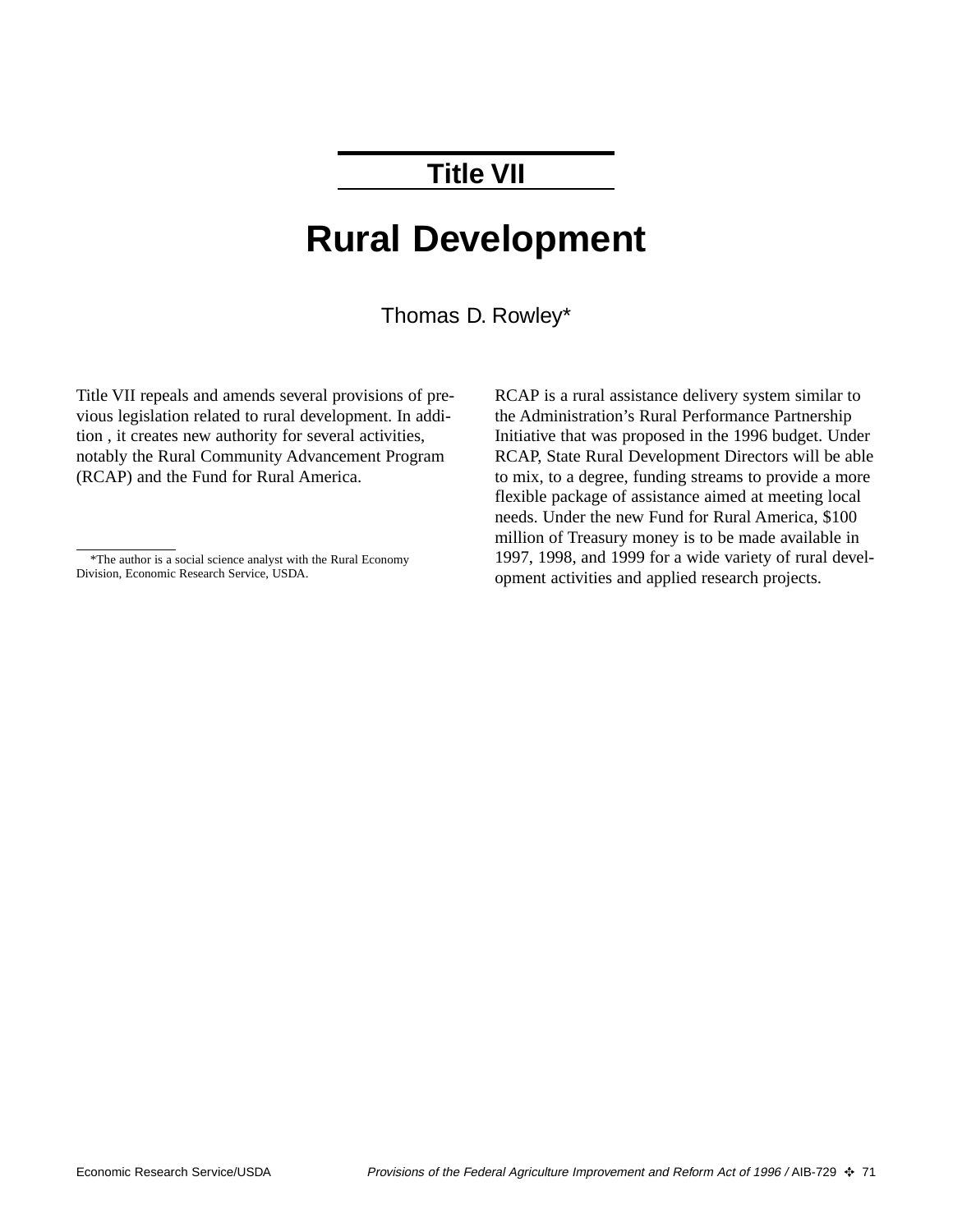## Title VII

# Rural Development

Thomas D. Rowley*

Title VII repeals and amends several provisions of previous legislation related to rural development. In addition , it creates new authority for several activities, notably the Rural Community Advancement Program (RCAP) and the Fund for Rural America.

RCAP is a rural assistance delivery system similar to the Administration's Rural Performance Partnership Initiative that was proposed in the 1996 budget. Under RCAP, State Rural Development Directors will be able to mix, to a degree, funding streams to provide a more flexible package of assistance aimed at meeting local needs. Under the new Fund for Rural America, $100 million of Treasury money is to be made available in 1997, 1998, and 1999 for a wide variety of rural development activities and applied research projects.

*The author is a social science analyst with the Rural Economy Division, Economic Research Service, USDA.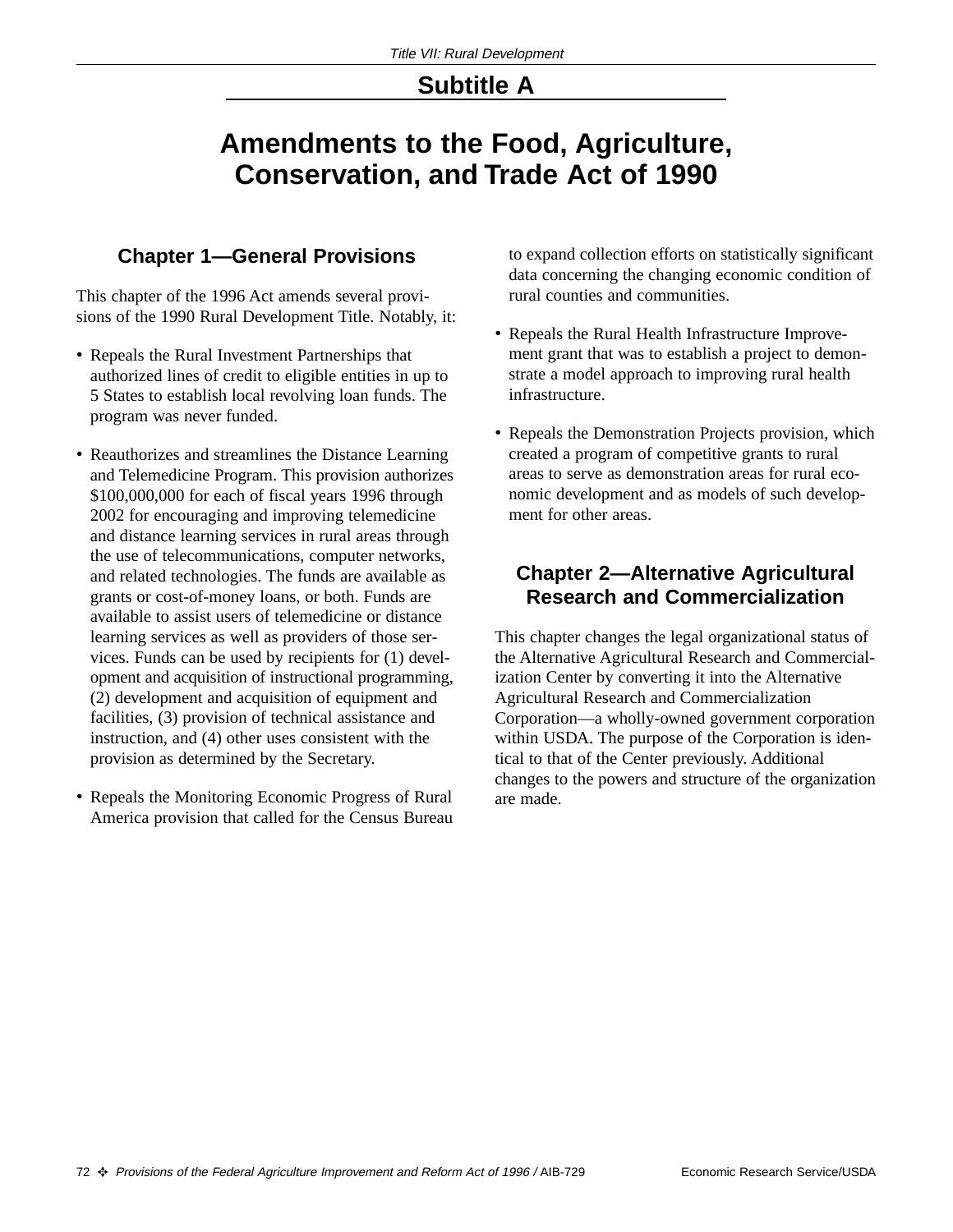## Subtitle A

# Amendments to the Food, Agriculture, Conservation, and Trade Act of 1990

### Chapter 1—General Provisions

This chapter of the 1996 Act amends several provisions of the 1990 Rural Development Title. Notably, it:

- Repeals the Rural Investment Partnerships that authorized lines of credit to eligible entities in up to 5 States to establish local revolving loan funds. The program was never funded.

- Reauthorizes and streamlines the Distance Learning and Telemedicine Program. This provision authorizes $100,000,000 for each of fiscal years 1996 through 2002 for encouraging and improving telemedicine and distance learning services in rural areas through the use of telecommunications, computer networks, and related technologies. The funds are available as grants or cost-of-money loans, or both. Funds are available to assist users of telemedicine or distance learning services as well as providers of those services. Funds can be used by recipients for (1) development and acquisition of instructional programming, (2) development and acquisition of equipment and facilities, (3) provision of technical assistance and instruction, and (4) other uses consistent with the provision as determined by the Secretary.

- Repeals the Monitoring Economic Progress of Rural America provision that called for the Census Bureau to expand collection efforts on statistically significant data concerning the changing economic condition of rural counties and communities.

- Repeals the Rural Health Infrastructure Improvement grant that was to establish a project to demonstrate a model approach to improving rural health infrastructure.

- Repeals the Demonstration Projects provision, which created a program of competitive grants to rural areas to serve as demonstration areas for rural economic development and as models of such development for other areas.

### Chapter 2—Alternative Agricultural Research and Commercialization

This chapter changes the legal organizational status of the Alternative Agricultural Research and Commercialization Center by converting it into the Alternative Agricultural Research and Commercialization Corporation—a wholly-owned government corporation within USDA. The purpose of the Corporation is identical to that of the Center previously. Additional changes to the powers and structure of the organization are made.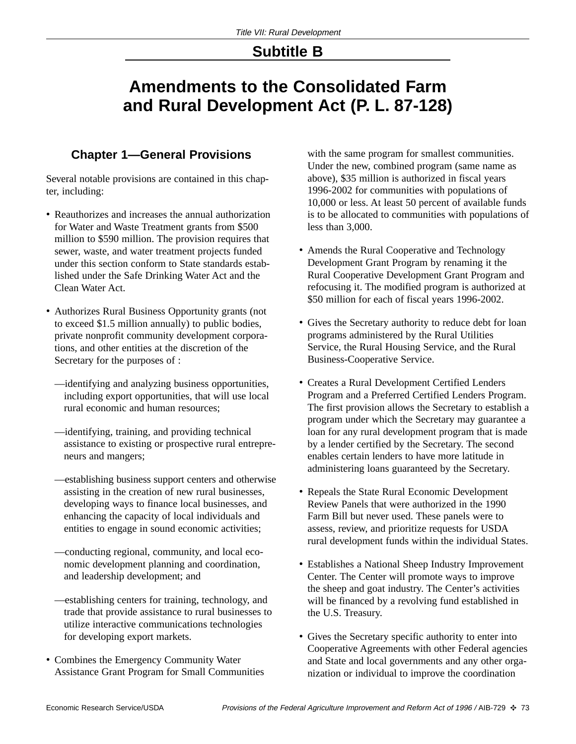## Subtitle B

# Amendments to the Consolidated Farm and Rural Development Act (P. L. 87-128)

### Chapter 1—General Provisions

Several notable provisions are contained in this chapter, including:

- Reauthorizes and increases the annual authorization for Water and Waste Treatment grants from $500 million to $590 million. The provision requires that sewer, waste, and water treatment projects funded under this section conform to State standards established under the Safe Drinking Water Act and the Clean Water Act.

- Authorizes Rural Business Opportunity grants (not to exceed $1.5 million annually) to public bodies, private nonprofit community development corporations, and other entities at the discretion of the Secretary for the purposes of :

  —identifying and analyzing business opportunities, including export opportunities, that will use local rural economic and human resources;

  —identifying, training, and providing technical assistance to existing or prospective rural entrepreneurs and mangers;

  —establishing business support centers and otherwise assisting in the creation of new rural businesses, developing ways to finance local businesses, and enhancing the capacity of local individuals and entities to engage in sound economic activities;

  —conducting regional, community, and local economic development planning and coordination, and leadership development; and

  —establishing centers for training, technology, and trade that provide assistance to rural businesses to utilize interactive communications technologies for developing export markets.

- Combines the Emergency Community Water Assistance Grant Program for Small Communities with the same program for smallest communities. Under the new, combined program (same name as above), $35 million is authorized in fiscal years 1996-2002 for communities with populations of 10,000 or less. At least 50 percent of available funds is to be allocated to communities with populations of less than 3,000.

- Amends the Rural Cooperative and Technology Development Grant Program by renaming it the Rural Cooperative Development Grant Program and refocusing it. The modified program is authorized at $50 million for each of fiscal years 1996-2002.

- Gives the Secretary authority to reduce debt for loan programs administered by the Rural Utilities Service, the Rural Housing Service, and the Rural Business-Cooperative Service.

- Creates a Rural Development Certified Lenders Program and a Preferred Certified Lenders Program. The first provision allows the Secretary to establish a program under which the Secretary may guarantee a loan for any rural development program that is made by a lender certified by the Secretary. The second enables certain lenders to have more latitude in administering loans guaranteed by the Secretary.

- Repeals the State Rural Economic Development Review Panels that were authorized in the 1990 Farm Bill but never used. These panels were to assess, review, and prioritize requests for USDA rural development funds within the individual States.

- Establishes a National Sheep Industry Improvement Center. The Center will promote ways to improve the sheep and goat industry. The Center's activities will be financed by a revolving fund established in the U.S. Treasury.

- Gives the Secretary specific authority to enter into Cooperative Agreements with other Federal agencies and State and local governments and any other organization or individual to improve the coordination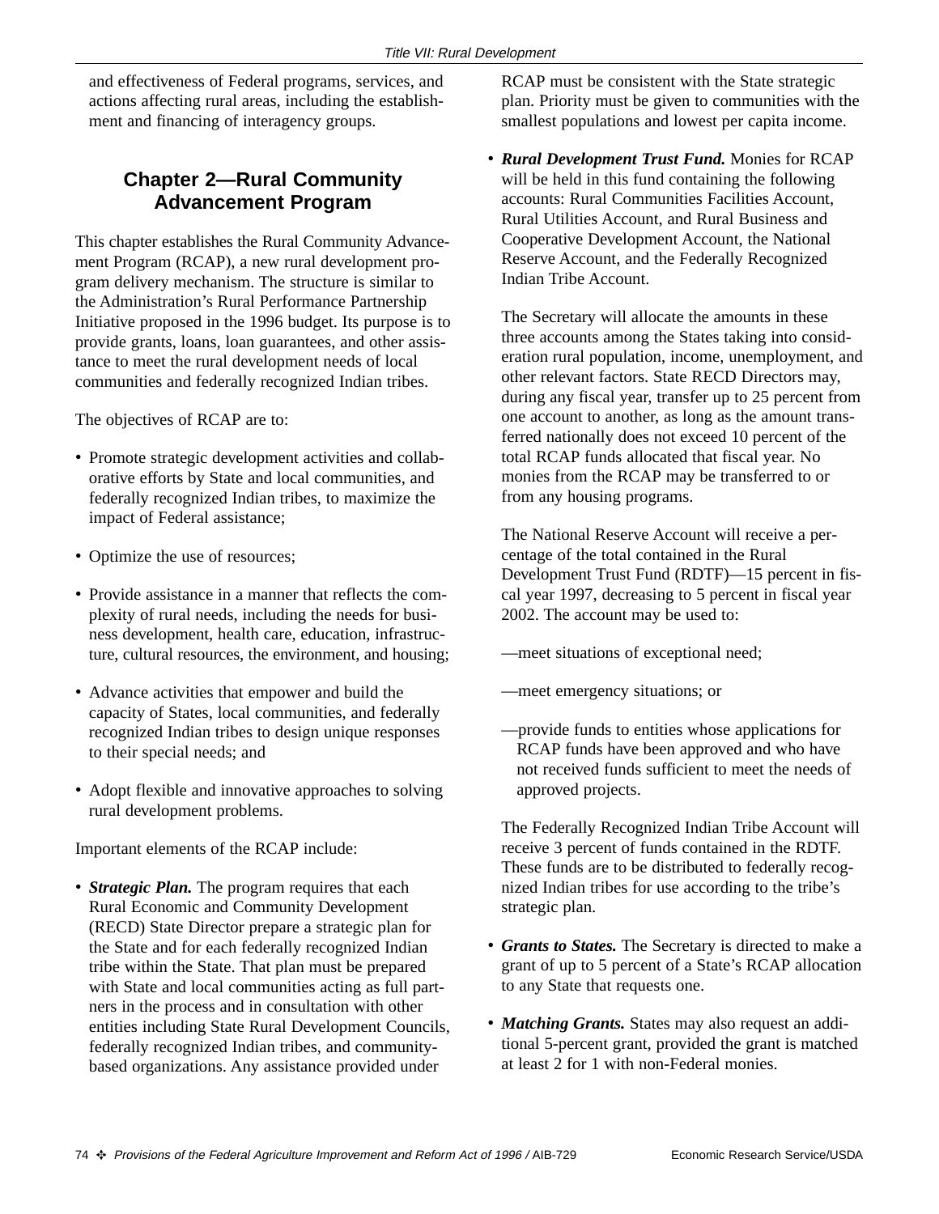and effectiveness of Federal programs, services, and actions affecting rural areas, including the establishment and financing of interagency groups.

## Chapter 2—Rural Community Advancement Program

This chapter establishes the Rural Community Advancement Program (RCAP), a new rural development program delivery mechanism. The structure is similar to the Administration's Rural Performance Partnership Initiative proposed in the 1996 budget. Its purpose is to provide grants, loans, loan guarantees, and other assistance to meet the rural development needs of local communities and federally recognized Indian tribes.

The objectives of RCAP are to:

- Promote strategic development activities and collaborative efforts by State and local communities, and federally recognized Indian tribes, to maximize the impact of Federal assistance;
- Optimize the use of resources;
- Provide assistance in a manner that reflects the complexity of rural needs, including the needs for business development, health care, education, infrastructure, cultural resources, the environment, and housing;
- Advance activities that empower and build the capacity of States, local communities, and federally recognized Indian tribes to design unique responses to their special needs; and
- Adopt flexible and innovative approaches to solving rural development problems.

Important elements of the RCAP include:

- ***Strategic Plan.*** The program requires that each Rural Economic and Community Development (RECD) State Director prepare a strategic plan for the State and for each federally recognized Indian tribe within the State. That plan must be prepared with State and local communities acting as full partners in the process and in consultation with other entities including State Rural Development Councils, federally recognized Indian tribes, and community-based organizations. Any assistance provided under RCAP must be consistent with the State strategic plan. Priority must be given to communities with the smallest populations and lowest per capita income.
- ***Rural Development Trust Fund.*** Monies for RCAP will be held in this fund containing the following accounts: Rural Communities Facilities Account, Rural Utilities Account, and Rural Business and Cooperative Development Account, the National Reserve Account, and the Federally Recognized Indian Tribe Account.

  The Secretary will allocate the amounts in these three accounts among the States taking into consideration rural population, income, unemployment, and other relevant factors. State RECD Directors may, during any fiscal year, transfer up to 25 percent from one account to another, as long as the amount transferred nationally does not exceed 10 percent of the total RCAP funds allocated that fiscal year. No monies from the RCAP may be transferred to or from any housing programs.

  The National Reserve Account will receive a percentage of the total contained in the Rural Development Trust Fund (RDTF)—15 percent in fiscal year 1997, decreasing to 5 percent in fiscal year 2002. The account may be used to:

  —meet situations of exceptional need;

  —meet emergency situations; or

  —provide funds to entities whose applications for RCAP funds have been approved and who have not received funds sufficient to meet the needs of approved projects.

  The Federally Recognized Indian Tribe Account will receive 3 percent of funds contained in the RDTF. These funds are to be distributed to federally recognized Indian tribes for use according to the tribe's strategic plan.
- ***Grants to States.*** The Secretary is directed to make a grant of up to 5 percent of a State's RCAP allocation to any State that requests one.
- ***Matching Grants.*** States may also request an additional 5-percent grant, provided the grant is matched at least 2 for 1 with non-Federal monies.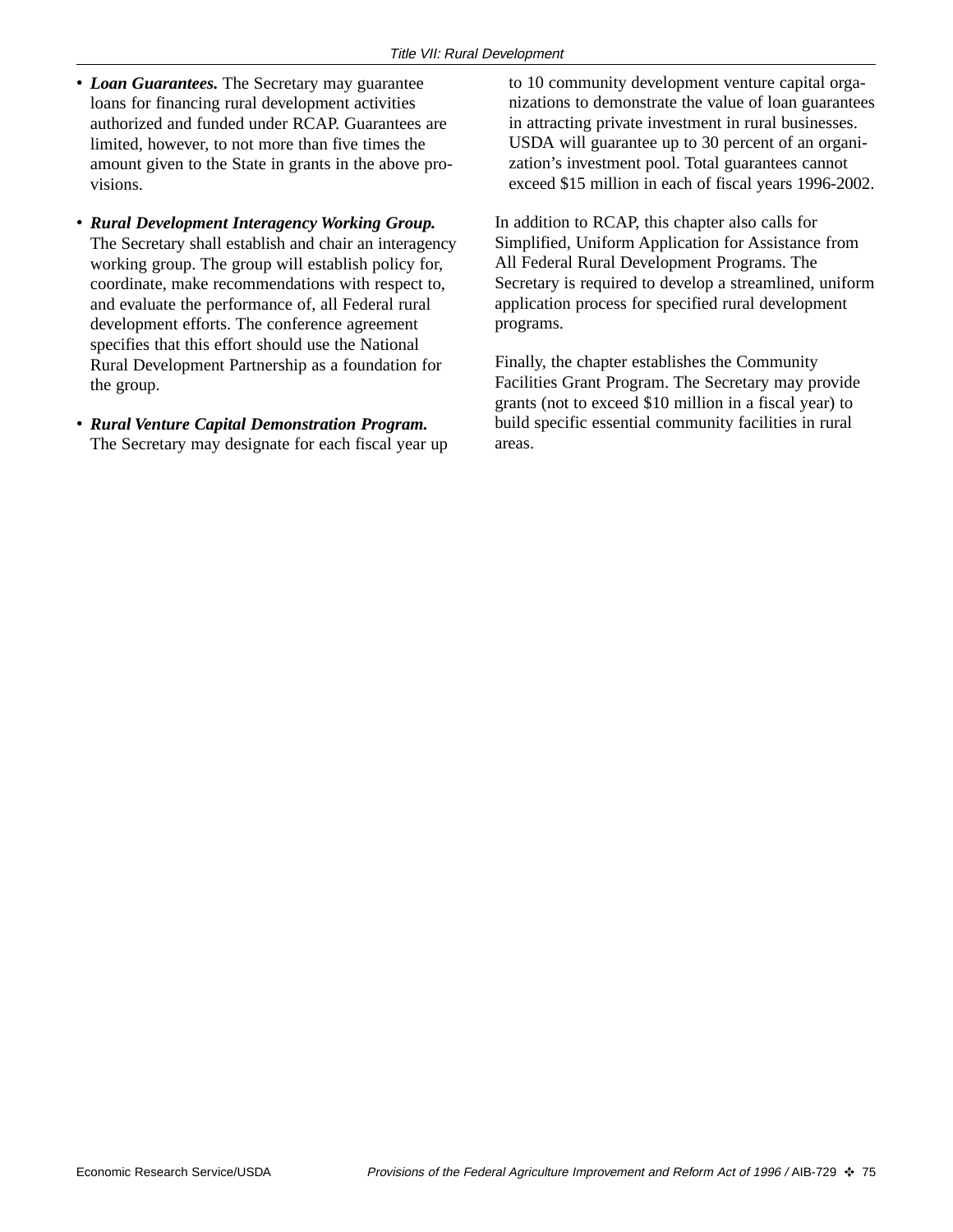- ***Loan Guarantees.*** The Secretary may guarantee loans for financing rural development activities authorized and funded under RCAP. Guarantees are limited, however, to not more than five times the amount given to the State in grants in the above provisions.

- ***Rural Development Interagency Working Group.*** The Secretary shall establish and chair an interagency working group. The group will establish policy for, coordinate, make recommendations with respect to, and evaluate the performance of, all Federal rural development efforts. The conference agreement specifies that this effort should use the National Rural Development Partnership as a foundation for the group.

- ***Rural Venture Capital Demonstration Program.*** The Secretary may designate for each fiscal year up to 10 community development venture capital organizations to demonstrate the value of loan guarantees in attracting private investment in rural businesses. USDA will guarantee up to 30 percent of an organization's investment pool. Total guarantees cannot exceed $15 million in each of fiscal years 1996-2002.

In addition to RCAP, this chapter also calls for Simplified, Uniform Application for Assistance from All Federal Rural Development Programs. The Secretary is required to develop a streamlined, uniform application process for specified rural development programs.

Finally, the chapter establishes the Community Facilities Grant Program. The Secretary may provide grants (not to exceed $10 million in a fiscal year) to build specific essential community facilities in rural areas.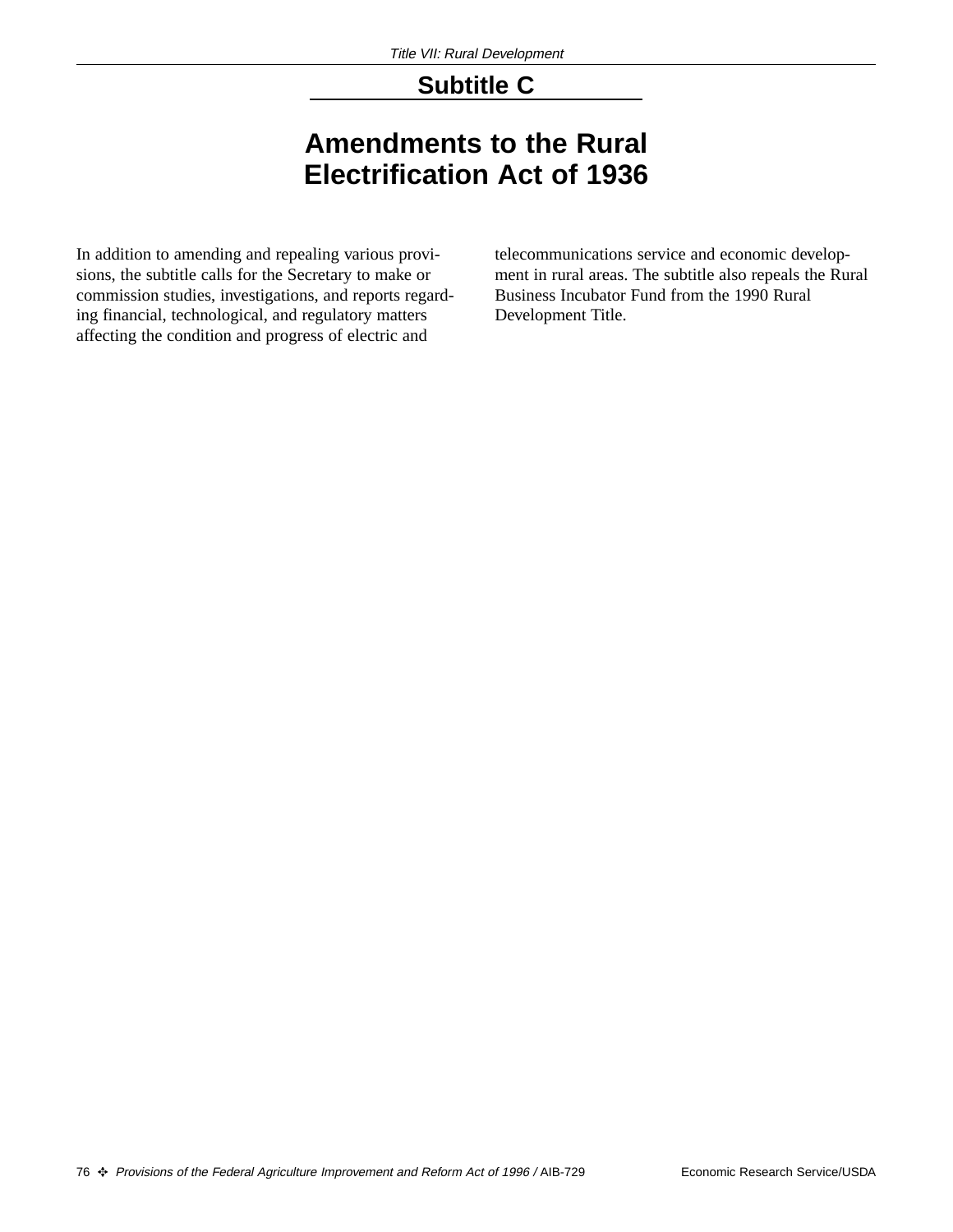## Subtitle C

# Amendments to the Rural Electrification Act of 1936

In addition to amending and repealing various provisions, the subtitle calls for the Secretary to make or commission studies, investigations, and reports regarding financial, technological, and regulatory matters affecting the condition and progress of electric and telecommunications service and economic development in rural areas. The subtitle also repeals the Rural Business Incubator Fund from the 1990 Rural Development Title.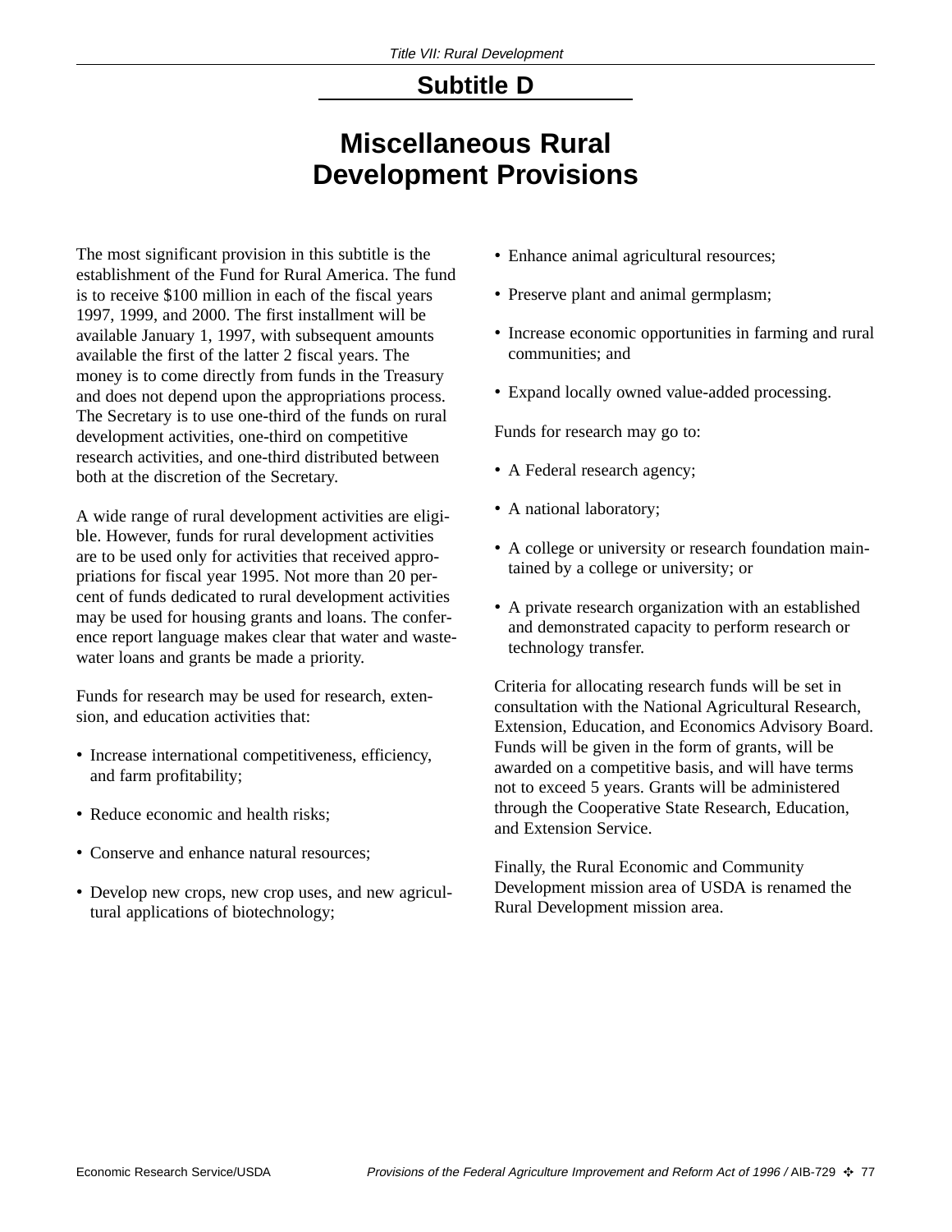## Subtitle D

# Miscellaneous Rural Development Provisions

The most significant provision in this subtitle is the establishment of the Fund for Rural America. The fund is to receive $100 million in each of the fiscal years 1997, 1999, and 2000. The first installment will be available January 1, 1997, with subsequent amounts available the first of the latter 2 fiscal years. The money is to come directly from funds in the Treasury and does not depend upon the appropriations process. The Secretary is to use one-third of the funds on rural development activities, one-third on competitive research activities, and one-third distributed between both at the discretion of the Secretary.

A wide range of rural development activities are eligible. However, funds for rural development activities are to be used only for activities that received appropriations for fiscal year 1995. Not more than 20 percent of funds dedicated to rural development activities may be used for housing grants and loans. The conference report language makes clear that water and wastewater loans and grants be made a priority.

Funds for research may be used for research, extension, and education activities that:

- Increase international competitiveness, efficiency, and farm profitability;
- Reduce economic and health risks;
- Conserve and enhance natural resources;
- Develop new crops, new crop uses, and new agricultural applications of biotechnology;
- Enhance animal agricultural resources;
- Preserve plant and animal germplasm;
- Increase economic opportunities in farming and rural communities; and
- Expand locally owned value-added processing.

Funds for research may go to:

- A Federal research agency;
- A national laboratory;
- A college or university or research foundation maintained by a college or university; or
- A private research organization with an established and demonstrated capacity to perform research or technology transfer.

Criteria for allocating research funds will be set in consultation with the National Agricultural Research, Extension, Education, and Economics Advisory Board. Funds will be given in the form of grants, will be awarded on a competitive basis, and will have terms not to exceed 5 years. Grants will be administered through the Cooperative State Research, Education, and Extension Service.

Finally, the Rural Economic and Community Development mission area of USDA is renamed the Rural Development mission area.